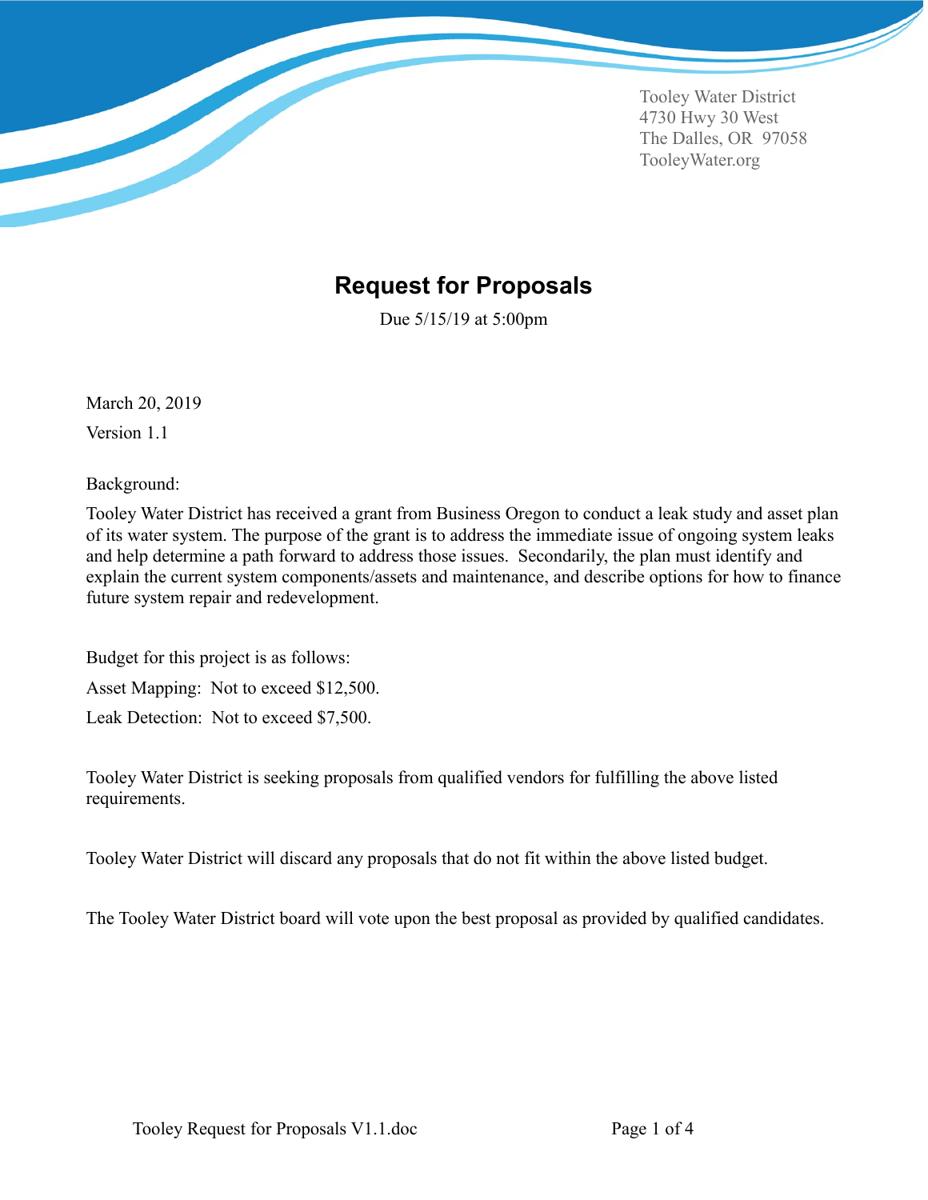Tooley Water District
4730 Hwy 30 West
The Dalles, OR 97058
TooleyWater.org

# Request for Proposals

Due 5/15/19 at 5:00pm

March 20, 2019

Version 1.1

Background:

Tooley Water District has received a grant from Business Oregon to conduct a leak study and asset plan of its water system. The purpose of the grant is to address the immediate issue of ongoing system leaks and help determine a path forward to address those issues. Secondarily, the plan must identify and explain the current system components/assets and maintenance, and describe options for how to finance future system repair and redevelopment.

Budget for this project is as follows:

Asset Mapping: Not to exceed $12,500.

Leak Detection: Not to exceed $7,500.

Tooley Water District is seeking proposals from qualified vendors for fulfilling the above listed requirements.

Tooley Water District will discard any proposals that do not fit within the above listed budget.

The Tooley Water District board will vote upon the best proposal as provided by qualified candidates.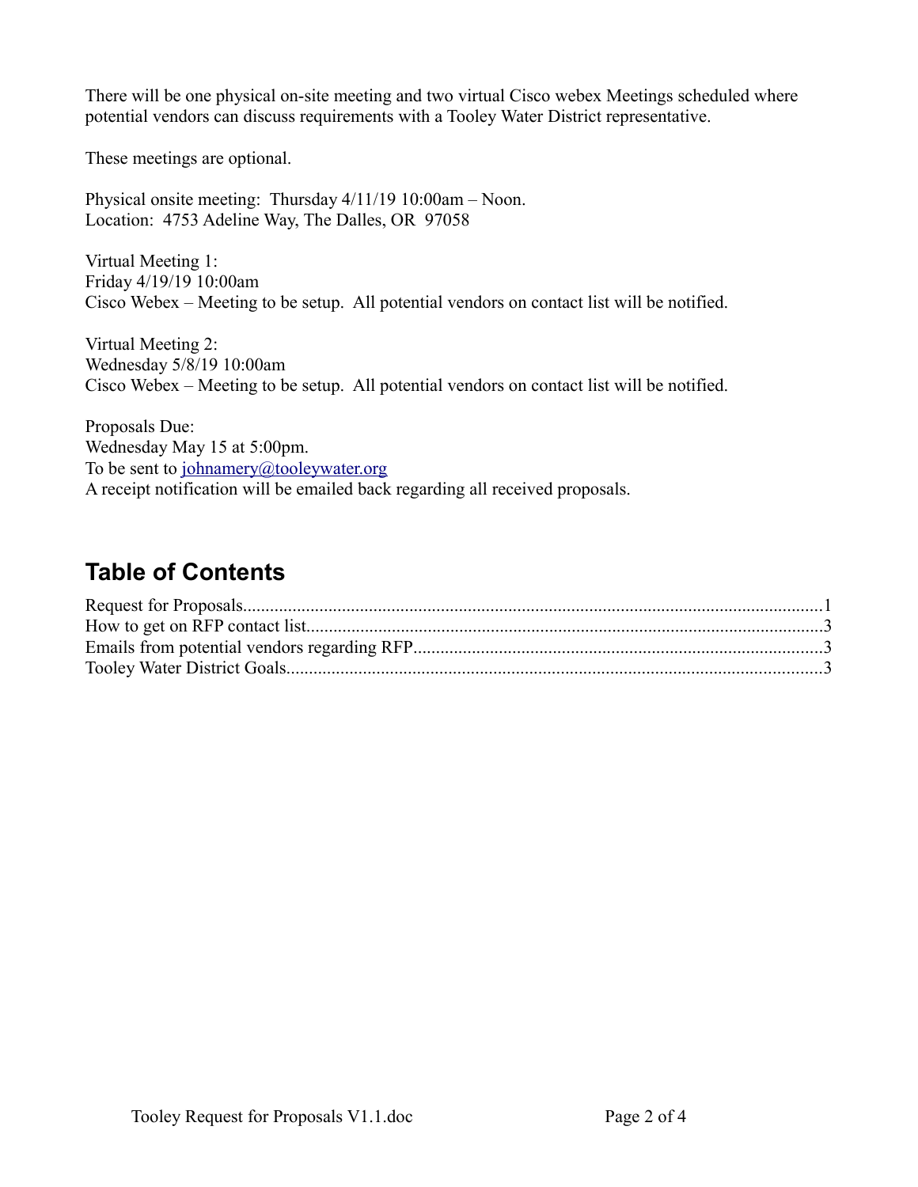There will be one physical on-site meeting and two virtual Cisco webex Meetings scheduled where potential vendors can discuss requirements with a Tooley Water District representative.

These meetings are optional.

Physical onsite meeting: Thursday 4/11/19 10:00am – Noon.
Location: 4753 Adeline Way, The Dalles, OR 97058

Virtual Meeting 1:
Friday 4/19/19 10:00am
Cisco Webex – Meeting to be setup. All potential vendors on contact list will be notified.

Virtual Meeting 2:
Wednesday 5/8/19 10:00am
Cisco Webex – Meeting to be setup. All potential vendors on contact list will be notified.

Proposals Due:
Wednesday May 15 at 5:00pm.
To be sent to johnamery@tooleywater.org
A receipt notification will be emailed back regarding all received proposals.

## Table of Contents

Request for Proposals....................................................................................................................1
How to get on RFP contact list.......................................................................................................3
Emails from potential vendors regarding RFP...............................................................................3
Tooley Water District Goals...........................................................................................................3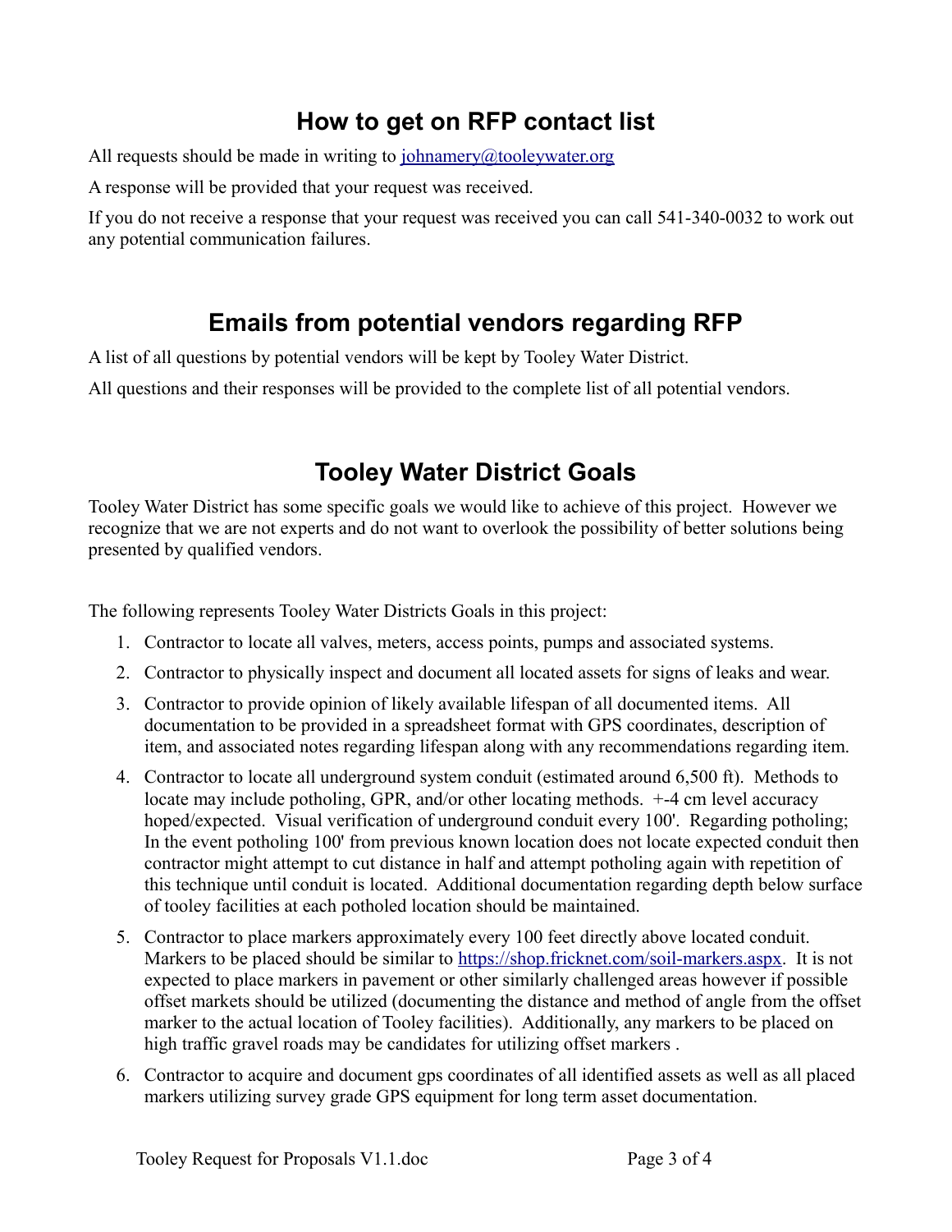## How to get on RFP contact list

All requests should be made in writing to johnamery@tooleywater.org

A response will be provided that your request was received.

If you do not receive a response that your request was received you can call 541-340-0032 to work out any potential communication failures.

## Emails from potential vendors regarding RFP

A list of all questions by potential vendors will be kept by Tooley Water District.

All questions and their responses will be provided to the complete list of all potential vendors.

## Tooley Water District Goals

Tooley Water District has some specific goals we would like to achieve of this project. However we recognize that we are not experts and do not want to overlook the possibility of better solutions being presented by qualified vendors.

The following represents Tooley Water Districts Goals in this project:

1. Contractor to locate all valves, meters, access points, pumps and associated systems.
2. Contractor to physically inspect and document all located assets for signs of leaks and wear.
3. Contractor to provide opinion of likely available lifespan of all documented items. All documentation to be provided in a spreadsheet format with GPS coordinates, description of item, and associated notes regarding lifespan along with any recommendations regarding item.
4. Contractor to locate all underground system conduit (estimated around 6,500 ft). Methods to locate may include potholing, GPR, and/or other locating methods. +-4 cm level accuracy hoped/expected. Visual verification of underground conduit every 100'. Regarding potholing; In the event potholing 100' from previous known location does not locate expected conduit then contractor might attempt to cut distance in half and attempt potholing again with repetition of this technique until conduit is located. Additional documentation regarding depth below surface of tooley facilities at each potholed location should be maintained.
5. Contractor to place markers approximately every 100 feet directly above located conduit. Markers to be placed should be similar to https://shop.fricknet.com/soil-markers.aspx. It is not expected to place markers in pavement or other similarly challenged areas however if possible offset markets should be utilized (documenting the distance and method of angle from the offset marker to the actual location of Tooley facilities). Additionally, any markers to be placed on high traffic gravel roads may be candidates for utilizing offset markers .
6. Contractor to acquire and document gps coordinates of all identified assets as well as all placed markers utilizing survey grade GPS equipment for long term asset documentation.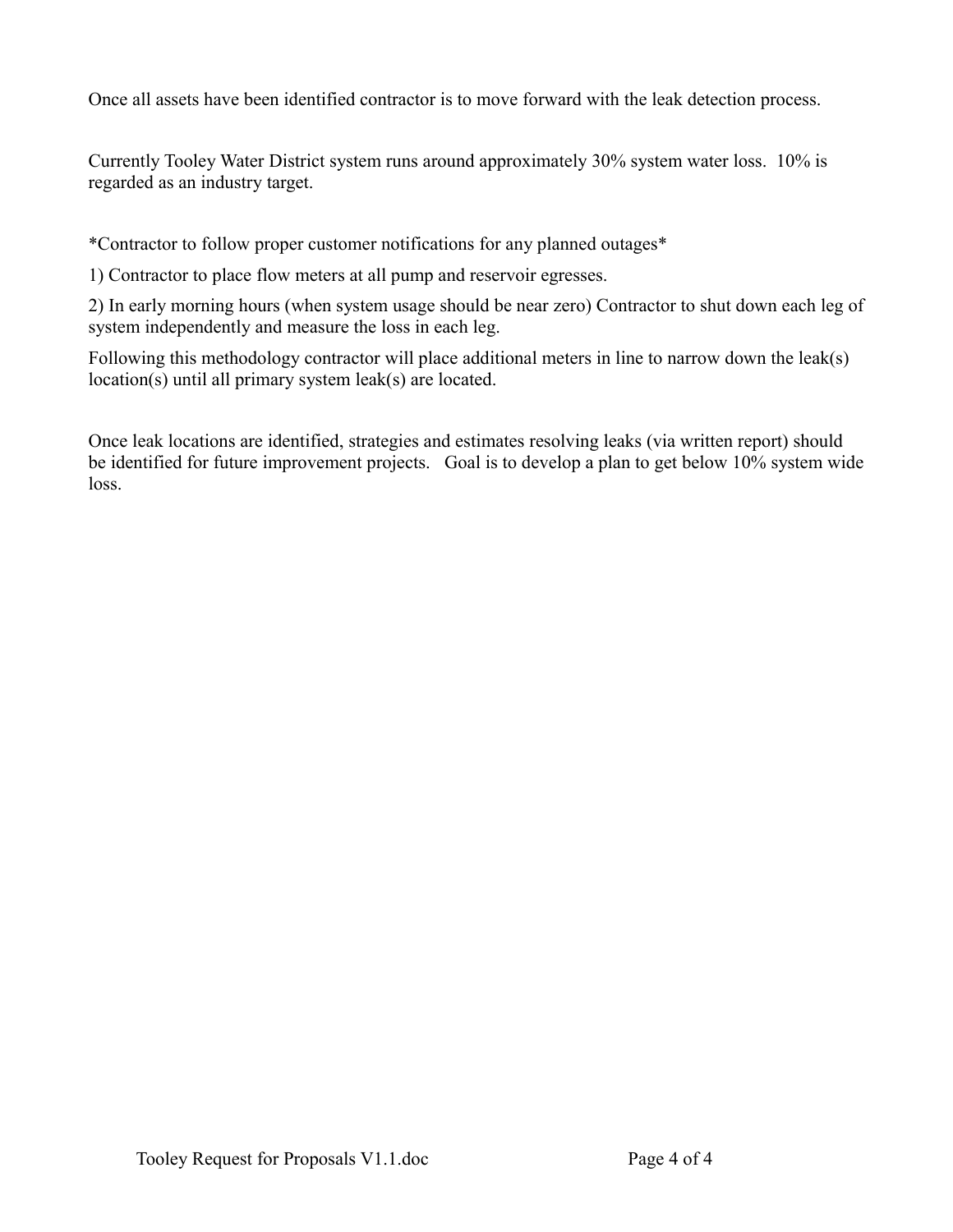Once all assets have been identified contractor is to move forward with the leak detection process.

Currently Tooley Water District system runs around approximately 30% system water loss. 10% is regarded as an industry target.

*Contractor to follow proper customer notifications for any planned outages*

1) Contractor to place flow meters at all pump and reservoir egresses.

2) In early morning hours (when system usage should be near zero) Contractor to shut down each leg of system independently and measure the loss in each leg.

Following this methodology contractor will place additional meters in line to narrow down the leak(s) location(s) until all primary system leak(s) are located.

Once leak locations are identified, strategies and estimates resolving leaks (via written report) should be identified for future improvement projects. Goal is to develop a plan to get below 10% system wide loss.